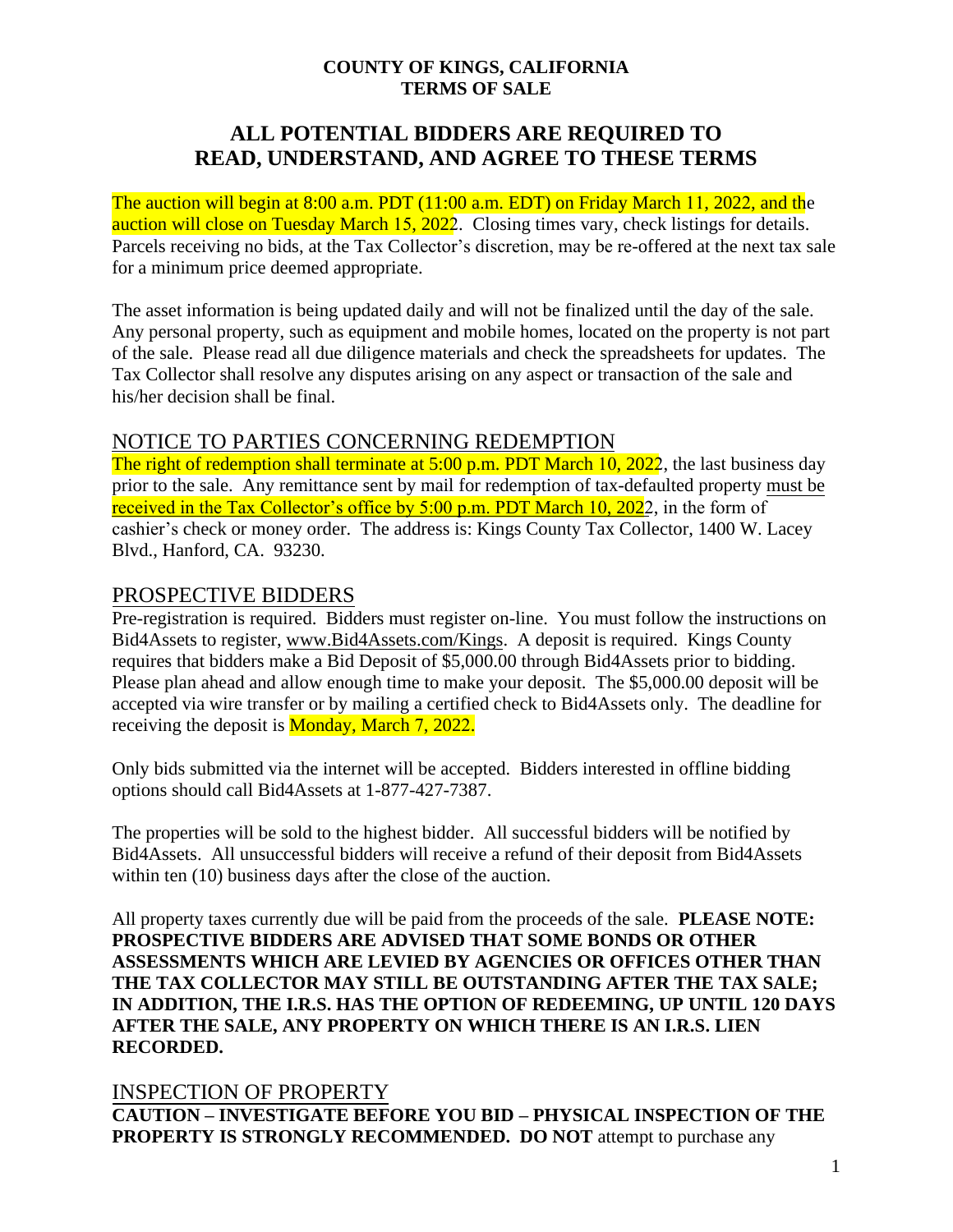**COUNTY OF KINGS, CALIFORNIA**
**TERMS OF SALE**

# ALL POTENTIAL BIDDERS ARE REQUIRED TO READ, UNDERSTAND, AND AGREE TO THESE TERMS

The auction will begin at 8:00 a.m. PDT (11:00 a.m. EDT) on Friday March 11, 2022, and the auction will close on Tuesday March 15, 2022. Closing times vary, check listings for details. Parcels receiving no bids, at the Tax Collector's discretion, may be re-offered at the next tax sale for a minimum price deemed appropriate.

The asset information is being updated daily and will not be finalized until the day of the sale. Any personal property, such as equipment and mobile homes, located on the property is not part of the sale. Please read all due diligence materials and check the spreadsheets for updates. The Tax Collector shall resolve any disputes arising on any aspect or transaction of the sale and his/her decision shall be final.

## NOTICE TO PARTIES CONCERNING REDEMPTION

The right of redemption shall terminate at 5:00 p.m. PDT March 10, 2022, the last business day prior to the sale. Any remittance sent by mail for redemption of tax-defaulted property must be received in the Tax Collector's office by 5:00 p.m. PDT March 10, 2022, in the form of cashier's check or money order. The address is: Kings County Tax Collector, 1400 W. Lacey Blvd., Hanford, CA. 93230.

## PROSPECTIVE BIDDERS

Pre-registration is required. Bidders must register on-line. You must follow the instructions on Bid4Assets to register, www.Bid4Assets.com/Kings. A deposit is required. Kings County requires that bidders make a Bid Deposit of $5,000.00 through Bid4Assets prior to bidding. Please plan ahead and allow enough time to make your deposit. The $5,000.00 deposit will be accepted via wire transfer or by mailing a certified check to Bid4Assets only. The deadline for receiving the deposit is Monday, March 7, 2022.

Only bids submitted via the internet will be accepted. Bidders interested in offline bidding options should call Bid4Assets at 1-877-427-7387.

The properties will be sold to the highest bidder. All successful bidders will be notified by Bid4Assets. All unsuccessful bidders will receive a refund of their deposit from Bid4Assets within ten (10) business days after the close of the auction.

All property taxes currently due will be paid from the proceeds of the sale. **PLEASE NOTE: PROSPECTIVE BIDDERS ARE ADVISED THAT SOME BONDS OR OTHER ASSESSMENTS WHICH ARE LEVIED BY AGENCIES OR OFFICES OTHER THAN THE TAX COLLECTOR MAY STILL BE OUTSTANDING AFTER THE TAX SALE; IN ADDITION, THE I.R.S. HAS THE OPTION OF REDEEMING, UP UNTIL 120 DAYS AFTER THE SALE, ANY PROPERTY ON WHICH THERE IS AN I.R.S. LIEN RECORDED.**

## INSPECTION OF PROPERTY

**CAUTION – INVESTIGATE BEFORE YOU BID – PHYSICAL INSPECTION OF THE PROPERTY IS STRONGLY RECOMMENDED. DO NOT** attempt to purchase any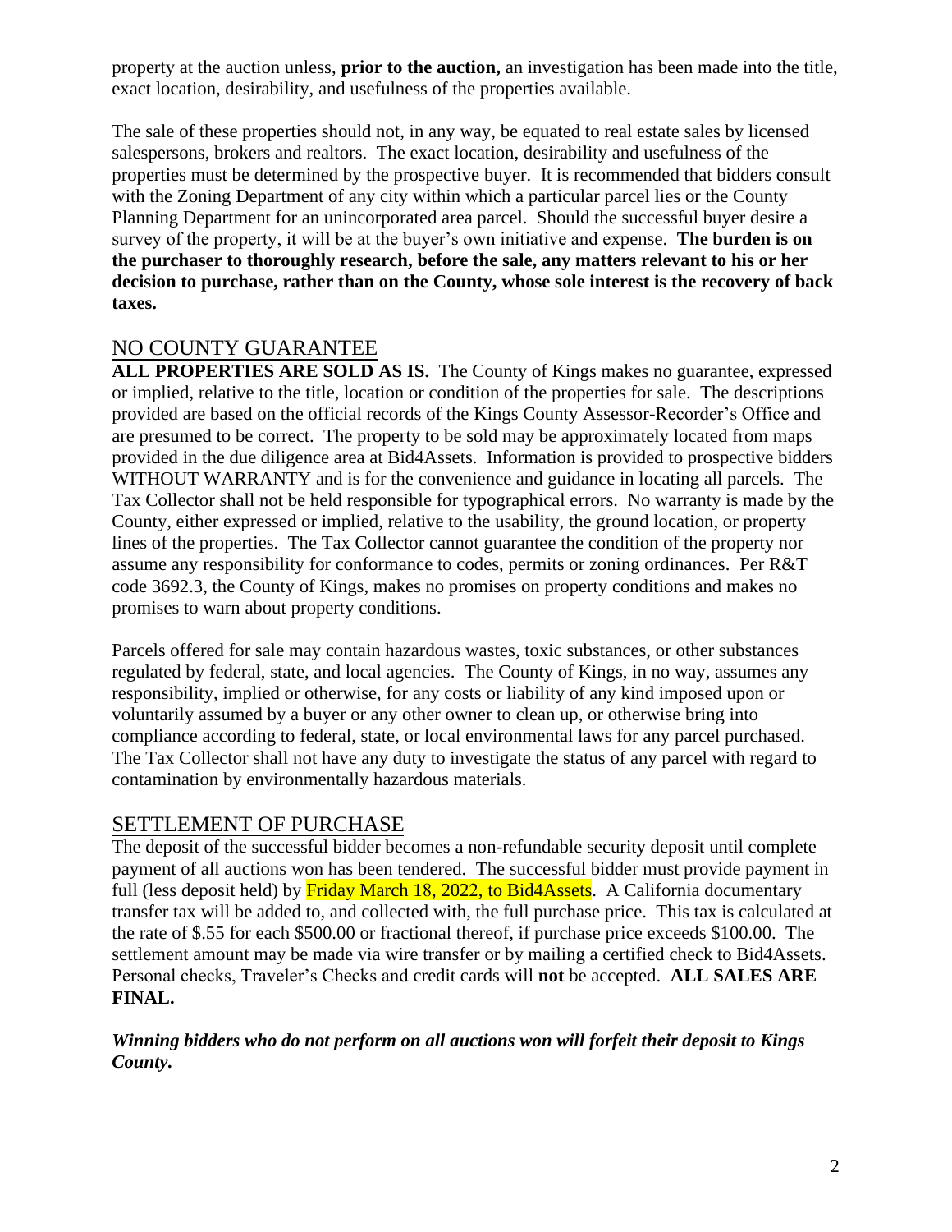property at the auction unless, **prior to the auction,** an investigation has been made into the title, exact location, desirability, and usefulness of the properties available.

The sale of these properties should not, in any way, be equated to real estate sales by licensed salespersons, brokers and realtors. The exact location, desirability and usefulness of the properties must be determined by the prospective buyer. It is recommended that bidders consult with the Zoning Department of any city within which a particular parcel lies or the County Planning Department for an unincorporated area parcel. Should the successful buyer desire a survey of the property, it will be at the buyer's own initiative and expense. **The burden is on the purchaser to thoroughly research, before the sale, any matters relevant to his or her decision to purchase, rather than on the County, whose sole interest is the recovery of back taxes.**

## NO COUNTY GUARANTEE

**ALL PROPERTIES ARE SOLD AS IS.** The County of Kings makes no guarantee, expressed or implied, relative to the title, location or condition of the properties for sale. The descriptions provided are based on the official records of the Kings County Assessor-Recorder's Office and are presumed to be correct. The property to be sold may be approximately located from maps provided in the due diligence area at Bid4Assets. Information is provided to prospective bidders WITHOUT WARRANTY and is for the convenience and guidance in locating all parcels. The Tax Collector shall not be held responsible for typographical errors. No warranty is made by the County, either expressed or implied, relative to the usability, the ground location, or property lines of the properties. The Tax Collector cannot guarantee the condition of the property nor assume any responsibility for conformance to codes, permits or zoning ordinances. Per R&T code 3692.3, the County of Kings, makes no promises on property conditions and makes no promises to warn about property conditions.

Parcels offered for sale may contain hazardous wastes, toxic substances, or other substances regulated by federal, state, and local agencies. The County of Kings, in no way, assumes any responsibility, implied or otherwise, for any costs or liability of any kind imposed upon or voluntarily assumed by a buyer or any other owner to clean up, or otherwise bring into compliance according to federal, state, or local environmental laws for any parcel purchased. The Tax Collector shall not have any duty to investigate the status of any parcel with regard to contamination by environmentally hazardous materials.

## SETTLEMENT OF PURCHASE

The deposit of the successful bidder becomes a non-refundable security deposit until complete payment of all auctions won has been tendered. The successful bidder must provide payment in full (less deposit held) by Friday March 18, 2022, to Bid4Assets. A California documentary transfer tax will be added to, and collected with, the full purchase price. This tax is calculated at the rate of $.55 for each $500.00 or fractional thereof, if purchase price exceeds $100.00. The settlement amount may be made via wire transfer or by mailing a certified check to Bid4Assets. Personal checks, Traveler's Checks and credit cards will **not** be accepted. **ALL SALES ARE FINAL.**

***Winning bidders who do not perform on all auctions won will forfeit their deposit to Kings County.***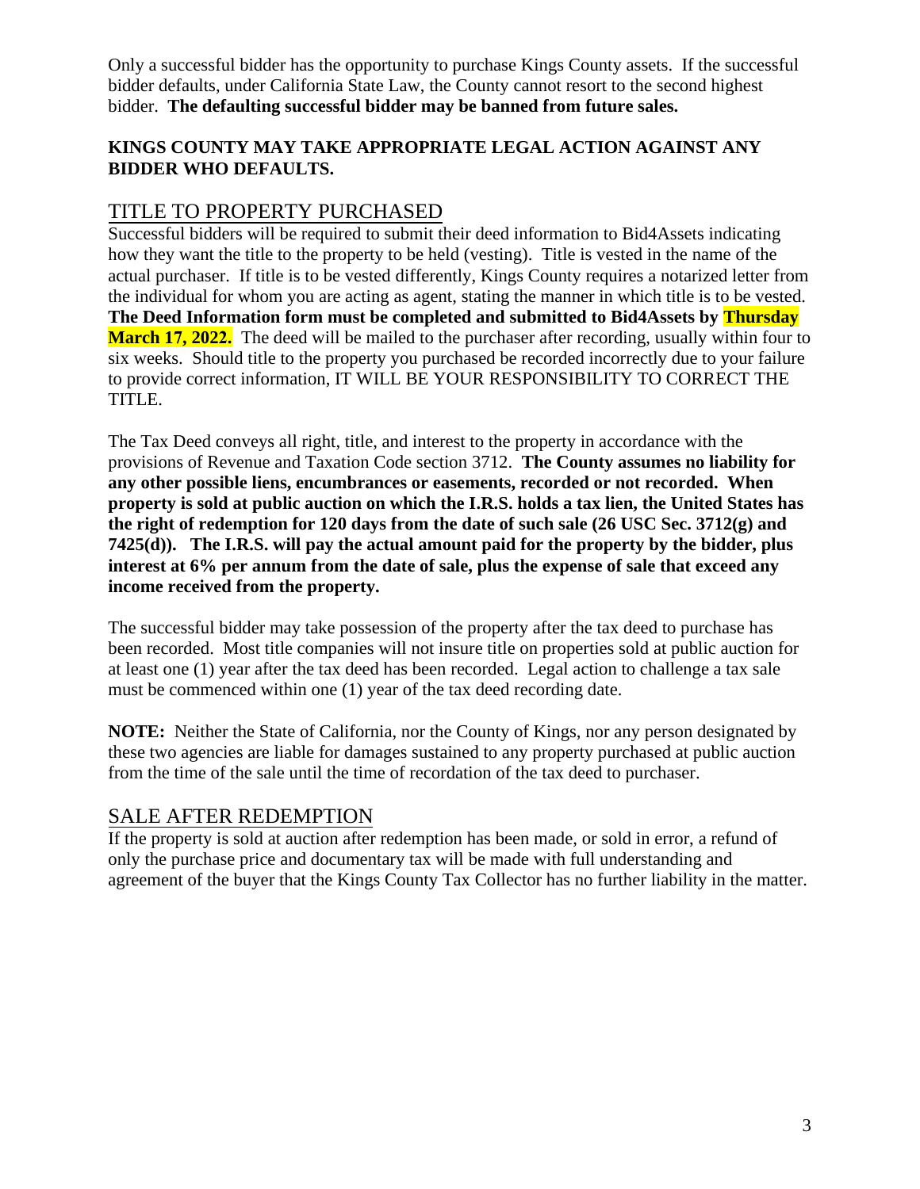Only a successful bidder has the opportunity to purchase Kings County assets. If the successful bidder defaults, under California State Law, the County cannot resort to the second highest bidder. **The defaulting successful bidder may be banned from future sales.**

**KINGS COUNTY MAY TAKE APPROPRIATE LEGAL ACTION AGAINST ANY BIDDER WHO DEFAULTS.**

## TITLE TO PROPERTY PURCHASED

Successful bidders will be required to submit their deed information to Bid4Assets indicating how they want the title to the property to be held (vesting). Title is vested in the name of the actual purchaser. If title is to be vested differently, Kings County requires a notarized letter from the individual for whom you are acting as agent, stating the manner in which title is to be vested. **The Deed Information form must be completed and submitted to Bid4Assets by Thursday March 17, 2022.** The deed will be mailed to the purchaser after recording, usually within four to six weeks. Should title to the property you purchased be recorded incorrectly due to your failure to provide correct information, IT WILL BE YOUR RESPONSIBILITY TO CORRECT THE TITLE.

The Tax Deed conveys all right, title, and interest to the property in accordance with the provisions of Revenue and Taxation Code section 3712. **The County assumes no liability for any other possible liens, encumbrances or easements, recorded or not recorded. When property is sold at public auction on which the I.R.S. holds a tax lien, the United States has the right of redemption for 120 days from the date of such sale (26 USC Sec. 3712(g) and 7425(d)). The I.R.S. will pay the actual amount paid for the property by the bidder, plus interest at 6% per annum from the date of sale, plus the expense of sale that exceed any income received from the property.**

The successful bidder may take possession of the property after the tax deed to purchase has been recorded. Most title companies will not insure title on properties sold at public auction for at least one (1) year after the tax deed has been recorded. Legal action to challenge a tax sale must be commenced within one (1) year of the tax deed recording date.

**NOTE:** Neither the State of California, nor the County of Kings, nor any person designated by these two agencies are liable for damages sustained to any property purchased at public auction from the time of the sale until the time of recordation of the tax deed to purchaser.

## SALE AFTER REDEMPTION

If the property is sold at auction after redemption has been made, or sold in error, a refund of only the purchase price and documentary tax will be made with full understanding and agreement of the buyer that the Kings County Tax Collector has no further liability in the matter.